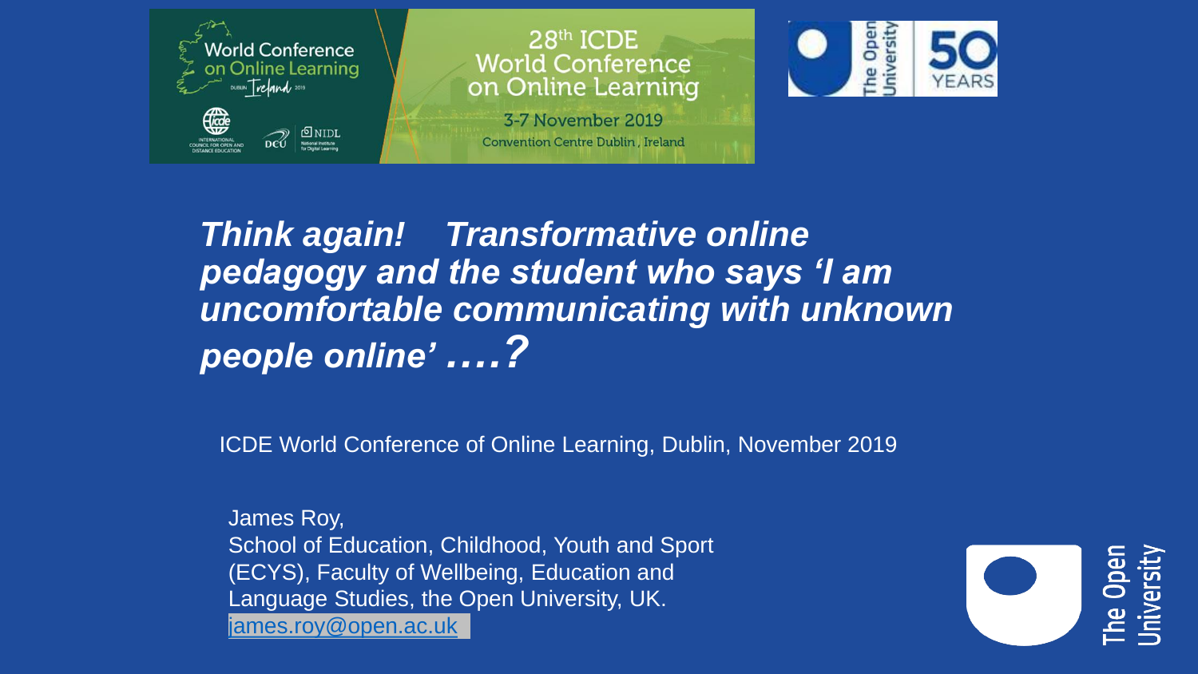28th ICDE World Conference on Online Learning

3-7 November 2019

Convention Centre Dublin, Ireland

# *Think again! Transformative online pedagogy and the student who says 'I am uncomfortable communicating with unknown people online' ….?*

ICDE World Conference of Online Learning, Dublin, November 2019

James Roy,
School of Education, Childhood, Youth and Sport (ECYS), Faculty of Wellbeing, Education and Language Studies, the Open University, UK.
james.roy@open.ac.uk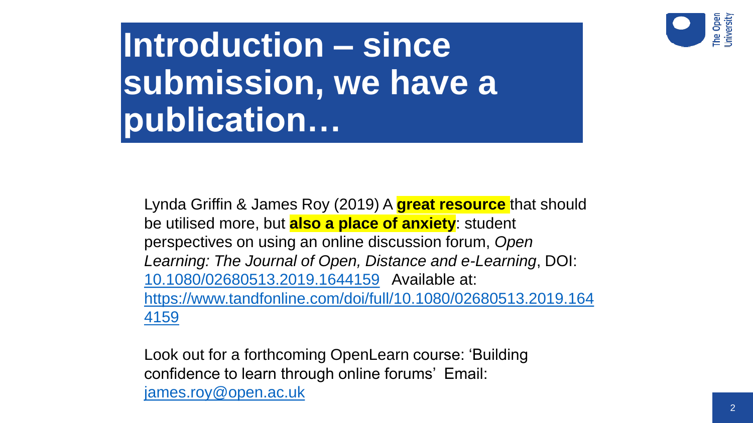# Introduction – since submission, we have a publication…

Lynda Griffin & James Roy (2019) A **great resource** that should be utilised more, but **also a place of anxiety**: student perspectives on using an online discussion forum, *Open Learning: The Journal of Open, Distance and e-Learning*, DOI: [10.1080/02680513.2019.1644159](https://doi.org/10.1080/02680513.2019.1644159) Available at: [https://www.tandfonline.com/doi/full/10.1080/02680513.2019.1644159](https://www.tandfonline.com/doi/full/10.1080/02680513.2019.1644159)

Look out for a forthcoming OpenLearn course: 'Building confidence to learn through online forums' Email: [james.roy@open.ac.uk](mailto:james.roy@open.ac.uk)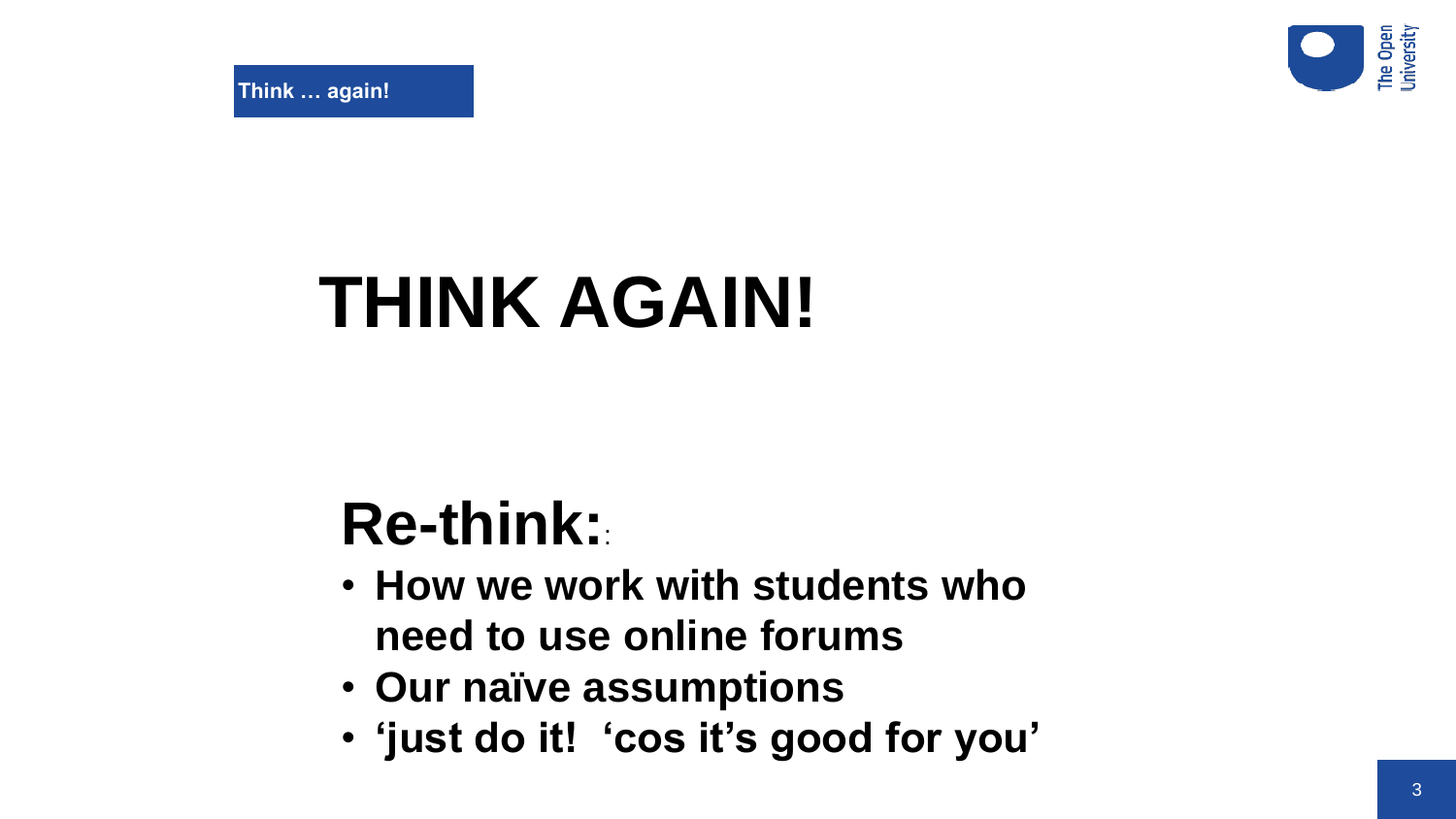**Think … again!**

# THINK AGAIN!

## Re-think::

- **How we work with students who need to use online forums**
- **Our naïve assumptions**
- **'just do it! 'cos it's good for you'**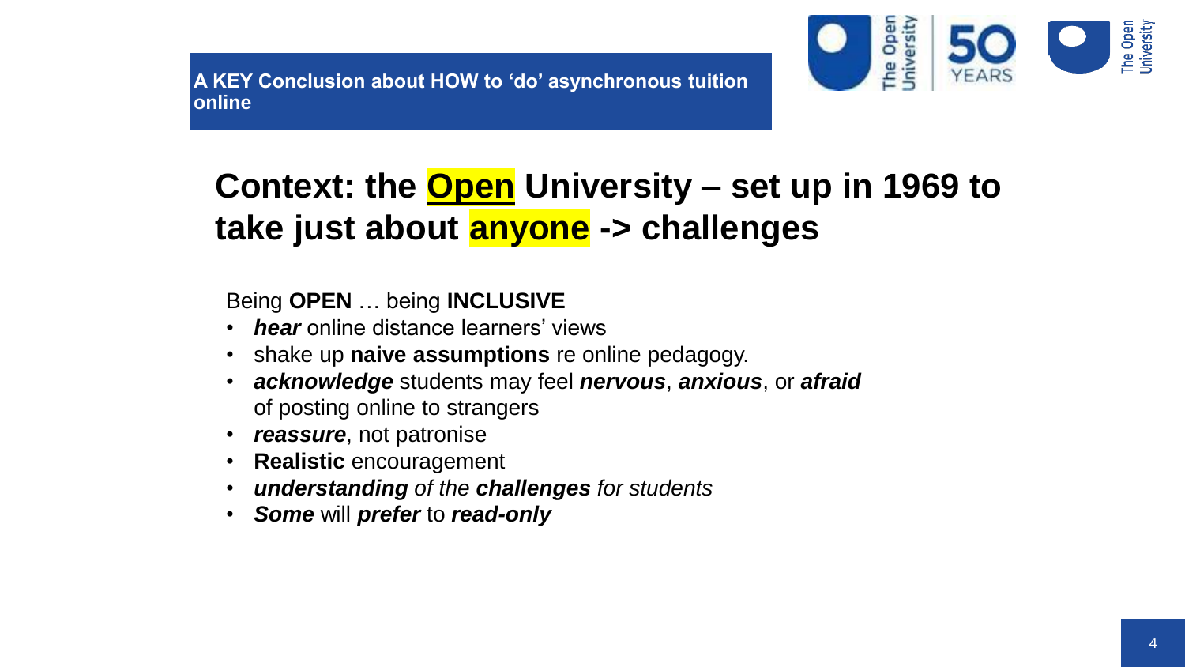**A KEY Conclusion about HOW to 'do' asynchronous tuition online**

# Context: the Open University – set up in 1969 to take just about anyone -> challenges

Being **OPEN** … being **INCLUSIVE**

- ***hear*** online distance learners' views
- shake up **naive assumptions** re online pedagogy.
- ***acknowledge*** students may feel ***nervous***, ***anxious***, or ***afraid*** of posting online to strangers
- ***reassure***, not patronise
- **Realistic** encouragement
- ***understanding*** *of the* ***challenges*** *for students*
- ***Some*** will ***prefer*** to ***read-only***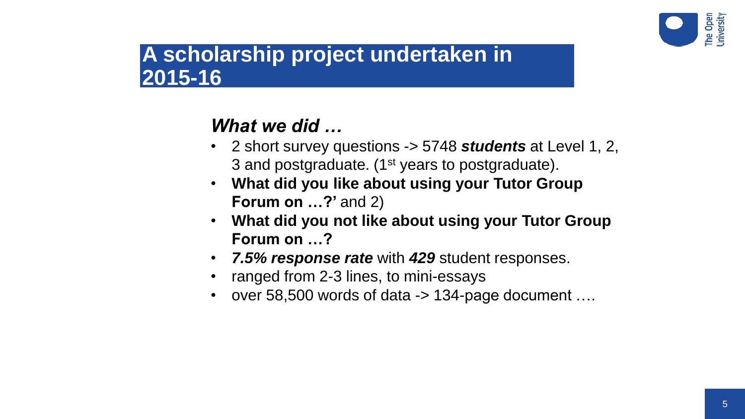# A scholarship project undertaken in 2015-16

### *What we did …*

- 2 short survey questions -> 5748 ***students*** at Level 1, 2, 3 and postgraduate. (1st years to postgraduate).
- **What did you like about using your Tutor Group Forum on …?'** and 2)
- **What did you not like about using your Tutor Group Forum on …?**
- ***7.5% response rate*** with ***429*** student responses.
- ranged from 2-3 lines, to mini-essays
- over 58,500 words of data -> 134-page document ….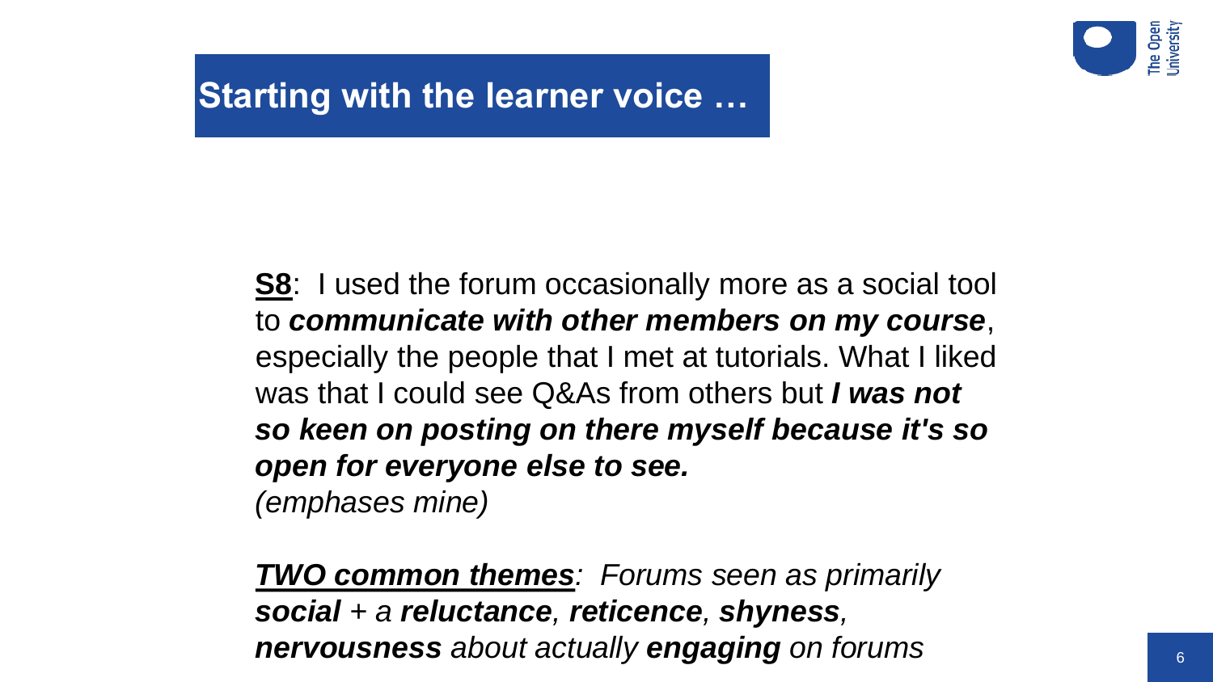# Starting with the learner voice …

<u>**S8**</u>: I used the forum occasionally more as a social tool to ***communicate with other members on my course***, especially the people that I met at tutorials. What I liked was that I could see Q&As from others but ***I was not so keen on posting on there myself because it's so open for everyone else to see.***
*(emphases mine)*

***<u>TWO common themes</u>****: Forums seen as primarily* ***social*** *+ a* ***reluctance****,* ***reticence****,* ***shyness****,* ***nervousness*** *about actually* ***engaging*** *on forums*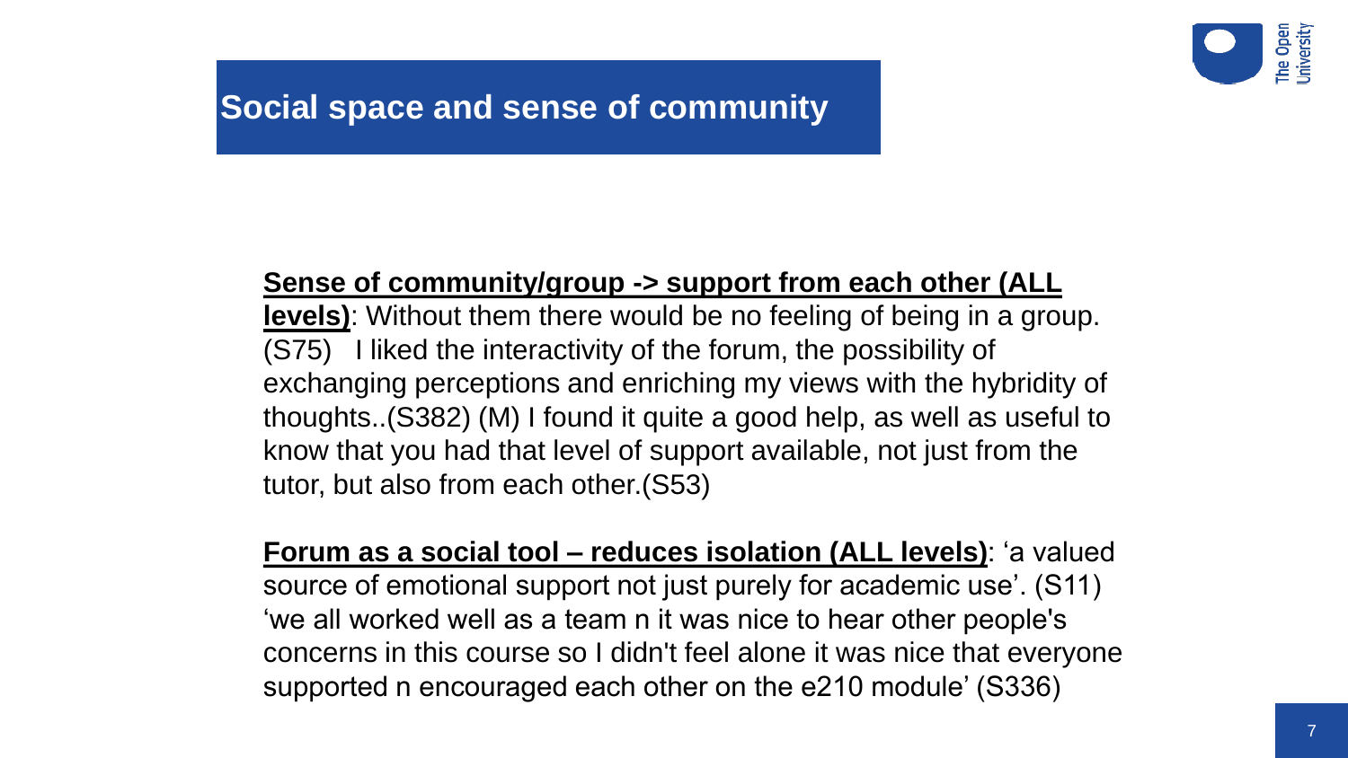# Social space and sense of community

**Sense of community/group -> support from each other (ALL levels)**: Without them there would be no feeling of being in a group. (S75) I liked the interactivity of the forum, the possibility of exchanging perceptions and enriching my views with the hybridity of thoughts..(S382) (M) I found it quite a good help, as well as useful to know that you had that level of support available, not just from the tutor, but also from each other.(S53)

**Forum as a social tool – reduces isolation (ALL levels)**: 'a valued source of emotional support not just purely for academic use'. (S11) 'we all worked well as a team n it was nice to hear other people's concerns in this course so I didn't feel alone it was nice that everyone supported n encouraged each other on the e210 module' (S336)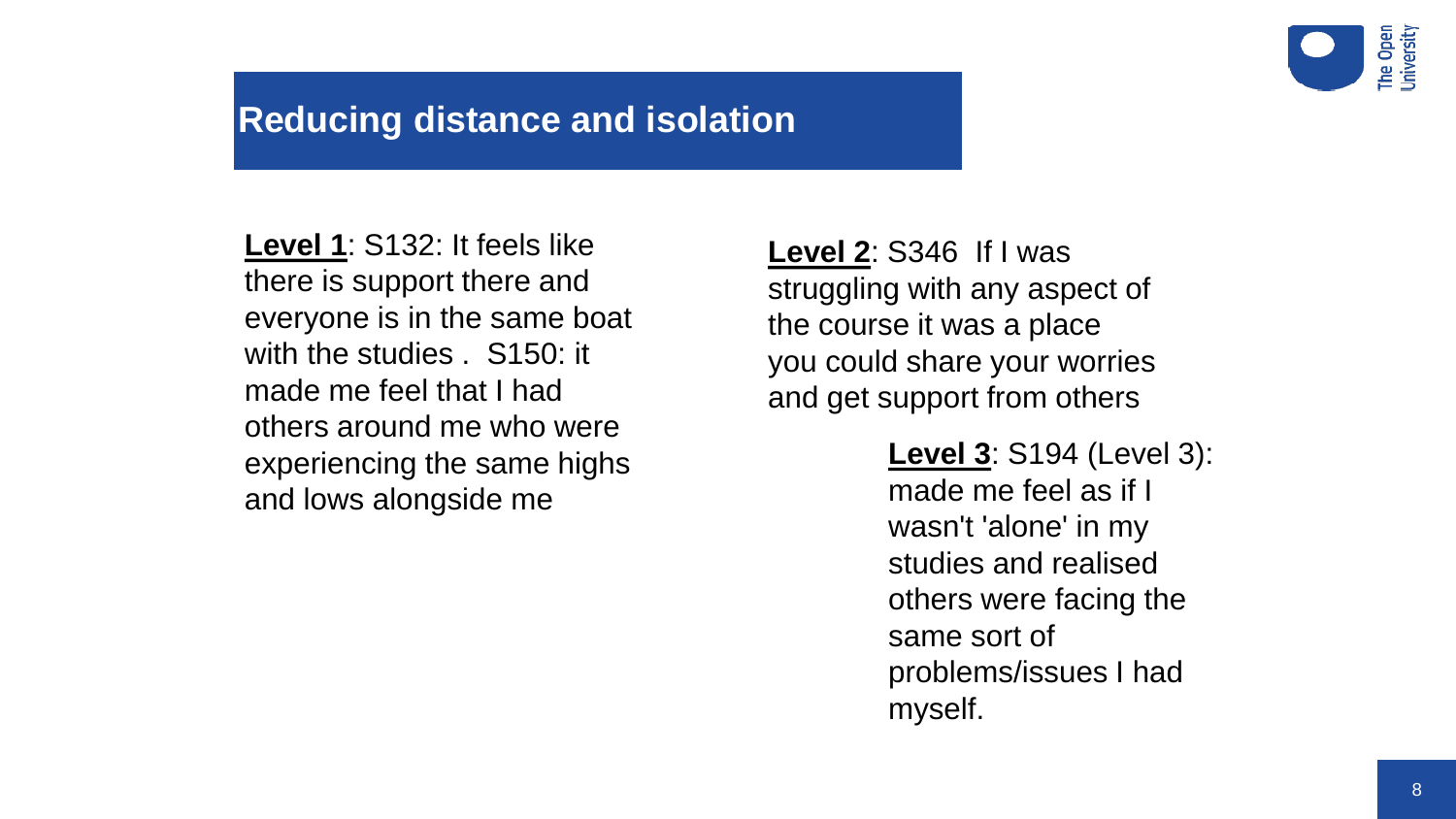## Reducing distance and isolation

**Level 1**: S132: It feels like there is support there and everyone is in the same boat with the studies . S150: it made me feel that I had others around me who were experiencing the same highs and lows alongside me

**Level 2**: S346 If I was struggling with any aspect of the course it was a place you could share your worries and get support from others

**Level 3**: S194 (Level 3): made me feel as if I wasn't 'alone' in my studies and realised others were facing the same sort of problems/issues I had myself.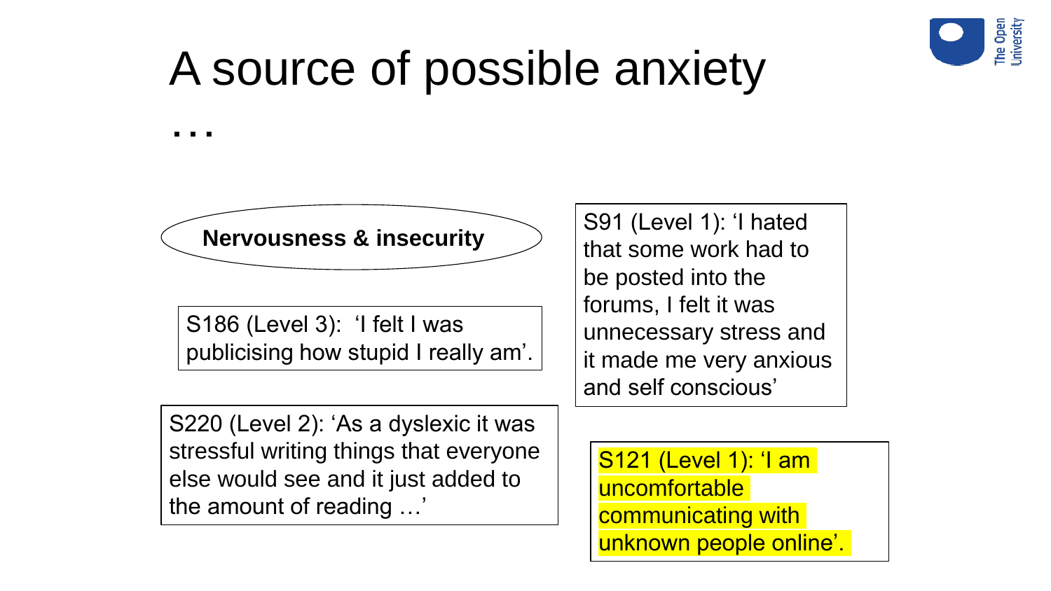# A source of possible anxiety …

**Nervousness & insecurity**

S186 (Level 3): 'I felt I was publicising how stupid I really am'.

S220 (Level 2): 'As a dyslexic it was stressful writing things that everyone else would see and it just added to the amount of reading …'

S91 (Level 1): 'I hated that some work had to be posted into the forums, I felt it was unnecessary stress and it made me very anxious and self conscious'

S121 (Level 1): 'I am uncomfortable communicating with unknown people online'.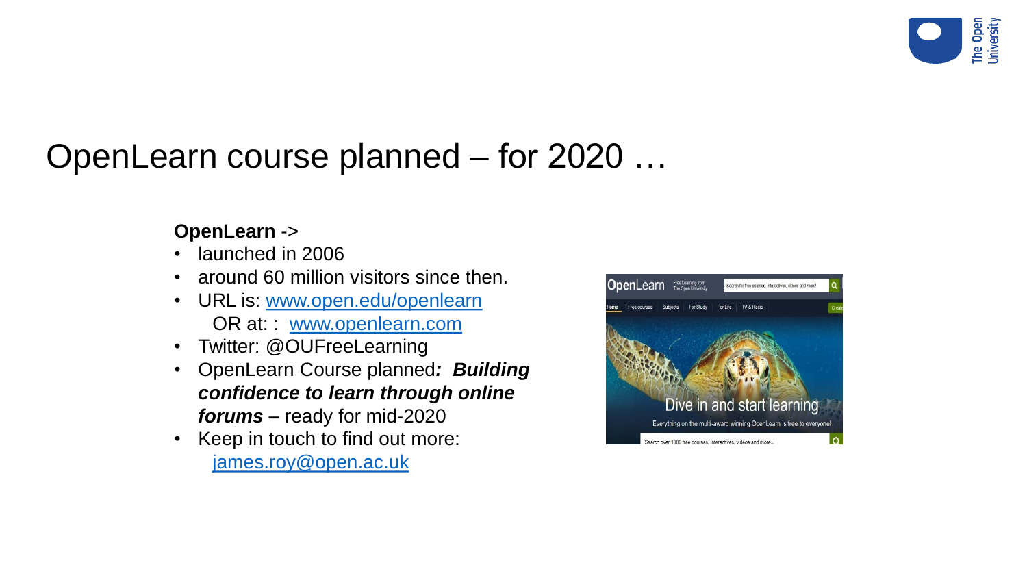# OpenLearn course planned – for 2020 …

**OpenLearn** ->

- launched in 2006
- around 60 million visitors since then.
- URL is: www.open.edu/openlearn
  OR at: : www.openlearn.com
- Twitter: @OUFreeLearning
- OpenLearn Course planned***: Building confidence to learn through online forums –*** ready for mid-2020
- Keep in touch to find out more:
  james.roy@open.ac.uk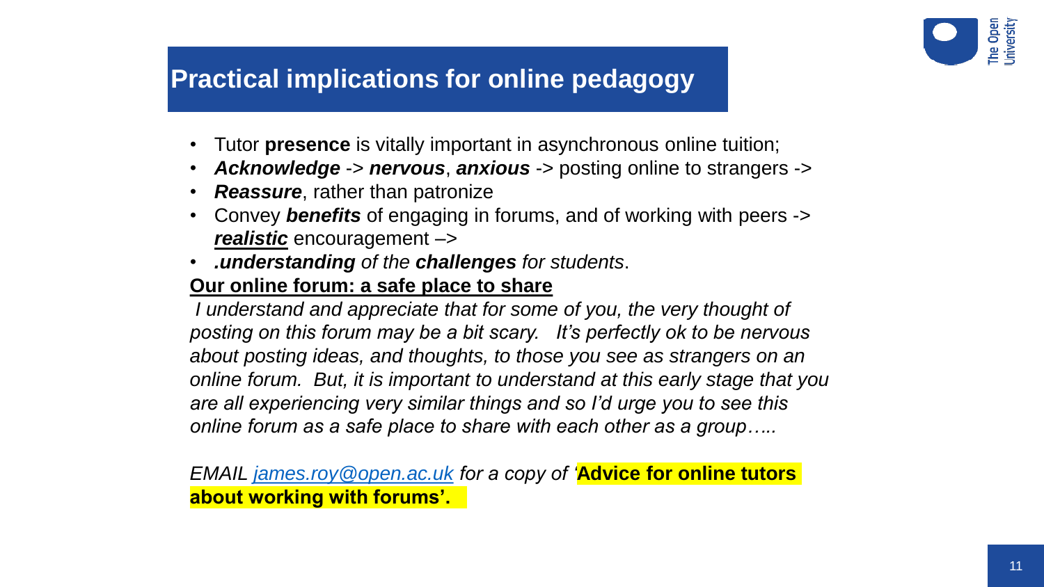# Practical implications for online pedagogy

- Tutor **presence** is vitally important in asynchronous online tuition;
- ***Acknowledge*** -> ***nervous***, ***anxious*** -> posting online to strangers ->
- ***Reassure***, rather than patronize
- Convey ***benefits*** of engaging in forums, and of working with peers -> ***realistic*** encouragement –>
- ***.understanding*** *of the* ***challenges*** *for students*.

**Our online forum: a safe place to share**

*I understand and appreciate that for some of you, the very thought of posting on this forum may be a bit scary. It's perfectly ok to be nervous about posting ideas, and thoughts, to those you see as strangers on an online forum. But, it is important to understand at this early stage that you are all experiencing very similar things and so I'd urge you to see this online forum as a safe place to share with each other as a group…..*

*EMAIL james.roy@open.ac.uk for a copy of '***Advice for online tutors about working with forums'.**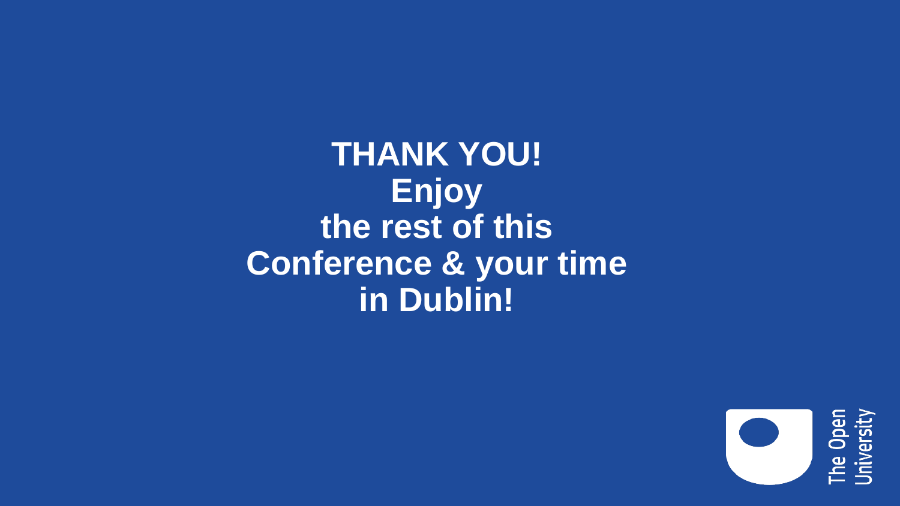**THANK YOU!**
**Enjoy**
**the rest of this**
**Conference & your time**
**in Dublin!**

The Open University